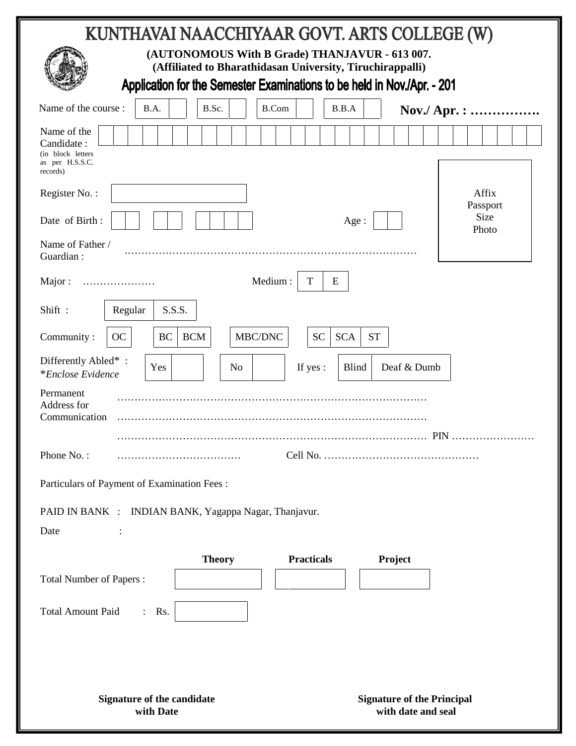# KUNTHAVAI NAACCHIYAAR GOVT. ARTS COLLEGE (W)

**(AUTONOMOUS With B Grade) THANJAVUR - 613 007.**
**(Affiliated to Bharathidasan University, Tiruchirappalli)**

## Application for the Semester Examinations to be held in Nov./Apr. - 201

Name of the course : B.A. [ ] B.Sc. [ ] B.Com [ ] B.B.A [ ] **Nov./ Apr. : …………….**

Name of the Candidate : (in block letters as per H.S.S.C. records) [ ]

Affix Passport Size Photo

Register No. : [ ]

Date of Birth : [ ] [ ] [ ] Age : [ ]

Name of Father / Guardian : …………………………………………………………………………

Major : ………………… Medium : T [ ] E [ ]

Shift : Regular [ ] S.S.S. [ ]

Community : OC [ ] BC [ ] BCM [ ] MBC/DNC [ ] SC [ ] SCA [ ] ST [ ]

Differently Abled* : Yes [ ] No [ ] If yes : Blind [ ] Deaf & Dumb [ ]
**Enclose Evidence*

Permanent Address for Communication ……………………………………………………………………………
……………………………………………………………………………
…………………………………………………………………………… PIN ……………………

Phone No. : ……………………………… Cell No. ………………………………………

Particulars of Payment of Examination Fees :

PAID IN BANK : INDIAN BANK, Yagappa Nagar, Thanjavur.

Date :

| | **Theory** | **Practicals** | **Project** |
|---|---|---|---|
| Total Number of Papers : | | | |

Total Amount Paid : Rs. [ ]

**Signature of the candidate with Date**

**Signature of the Principal with date and seal**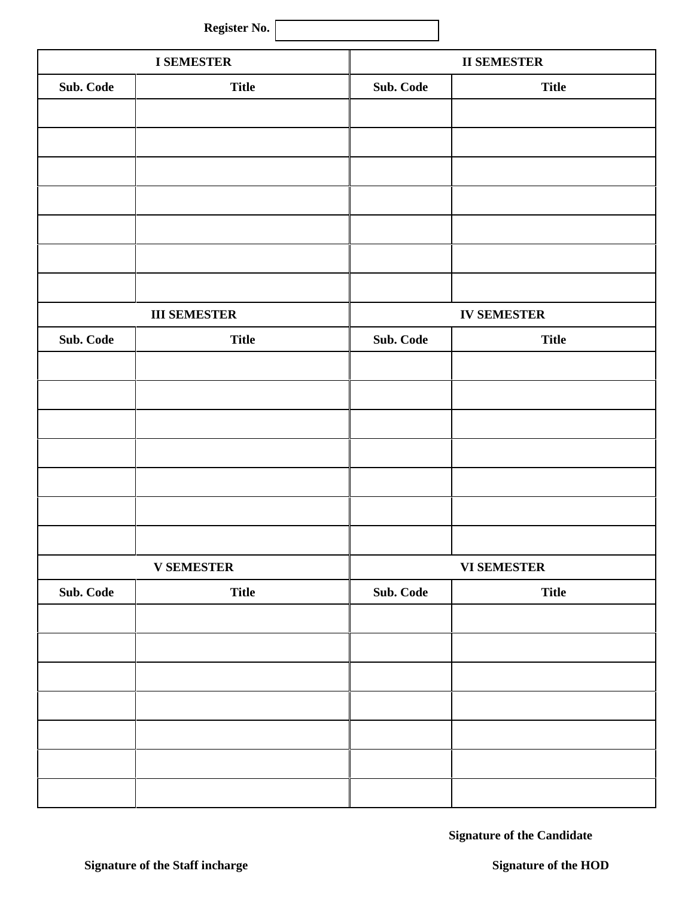**Register No.** 

| **I SEMESTER** | | **II SEMESTER** | |
|---|---|---|---|
| **Sub. Code** | **Title** | **Sub. Code** | **Title** |
| | | | |
| | | | |
| | | | |
| | | | |
| | | | |
| | | | |
| | | | |
| **III SEMESTER** | | **IV SEMESTER** | |
| **Sub. Code** | **Title** | **Sub. Code** | **Title** |
| | | | |
| | | | |
| | | | |
| | | | |
| | | | |
| | | | |
| | | | |
| **V SEMESTER** | | **VI SEMESTER** | |
| **Sub. Code** | **Title** | **Sub. Code** | **Title** |
| | | | |
| | | | |
| | | | |
| | | | |
| | | | |
| | | | |
| | | | |

**Signature of the Candidate**

**Signature of the Staff incharge** **Signature of the HOD**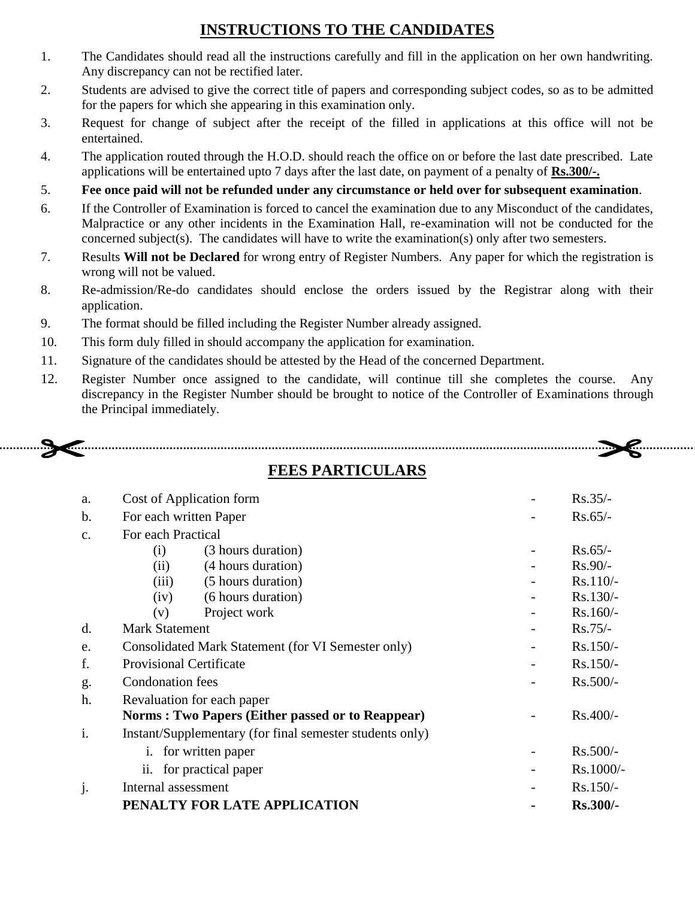## INSTRUCTIONS TO THE CANDIDATES

1. The Candidates should read all the instructions carefully and fill in the application on her own handwriting. Any discrepancy can not be rectified later.
2. Students are advised to give the correct title of papers and corresponding subject codes, so as to be admitted for the papers for which she appearing in this examination only.
3. Request for change of subject after the receipt of the filled in applications at this office will not be entertained.
4. The application routed through the H.O.D. should reach the office on or before the last date prescribed. Late applications will be entertained upto 7 days after the last date, on payment of a penalty of **Rs.300/-.**
5. **Fee once paid will not be refunded under any circumstance or held over for subsequent examination**.
6. If the Controller of Examination is forced to cancel the examination due to any Misconduct of the candidates, Malpractice or any other incidents in the Examination Hall, re-examination will not be conducted for the concerned subject(s). The candidates will have to write the examination(s) only after two semesters.
7. Results **Will not be Declared** for wrong entry of Register Numbers. Any paper for which the registration is wrong will not be valued.
8. Re-admission/Re-do candidates should enclose the orders issued by the Registrar along with their application.
9. The format should be filled including the Register Number already assigned.
10. This form duly filled in should accompany the application for examination.
11. Signature of the candidates should be attested by the Head of the concerned Department.
12. Register Number once assigned to the candidate, will continue till she completes the course. Any discrepancy in the Register Number should be brought to notice of the Controller of Examinations through the Principal immediately.

---

## FEES PARTICULARS

| | | | |
|---|---|---|---|
| a. | Cost of Application form | - | Rs.35/- |
| b. | For each written Paper | - | Rs.65/- |
| c. | For each Practical | | |
| | (i) (3 hours duration) | - | Rs.65/- |
| | (ii) (4 hours duration) | - | Rs.90/- |
| | (iii) (5 hours duration) | - | Rs.110/- |
| | (iv) (6 hours duration) | - | Rs.130/- |
| | (v) Project work | - | Rs.160/- |
| d. | Mark Statement | - | Rs.75/- |
| e. | Consolidated Mark Statement (for VI Semester only) | - | Rs.150/- |
| f. | Provisional Certificate | - | Rs.150/- |
| g. | Condonation fees | - | Rs.500/- |
| h. | Revaluation for each paper<br>**Norms : Two Papers (Either passed or to Reappear)** | - | Rs.400/- |
| i. | Instant/Supplementary (for final semester students only) | | |
| | i. for written paper | - | Rs.500/- |
| | ii. for practical paper | - | Rs.1000/- |
| j. | Internal assessment | - | Rs.150/- |
| | **PENALTY FOR LATE APPLICATION** | **-** | **Rs.300/-** |